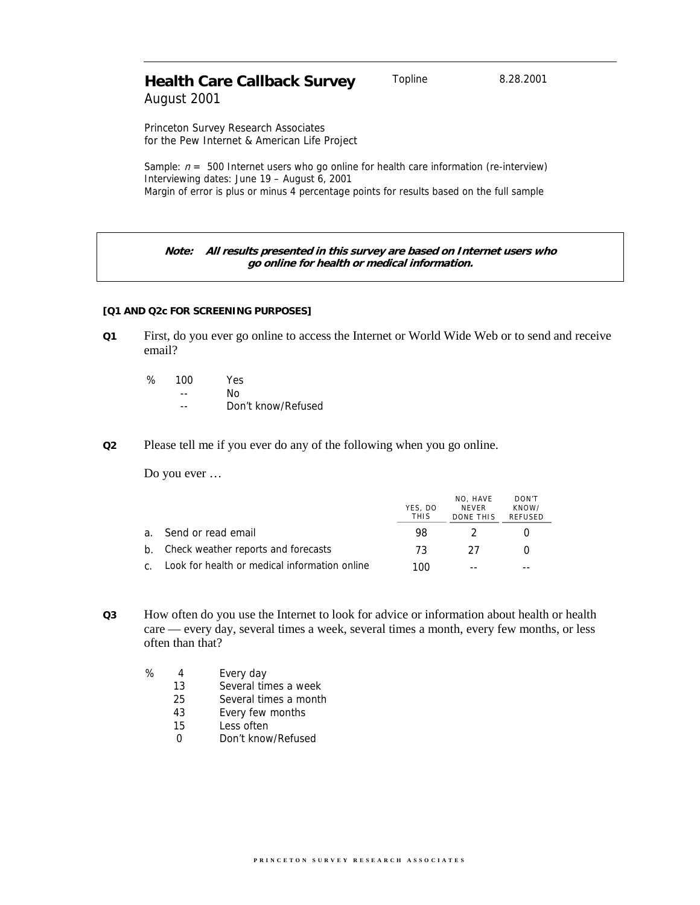# Health Care Callback Survey

Topline 8.28.2001

August 2001

Princeton Survey Research Associates
for the Pew Internet & American Life Project

Sample: *n* = 500 Internet users who go online for health care information (re-interview)
Interviewing dates: June 19 – August 6, 2001
Margin of error is plus or minus 4 percentage points for results based on the full sample

> ***Note: All results presented in this survey are based on Internet users who go online for health or medical information.***

**[Q1 AND Q2c FOR SCREENING PURPOSES]**

**Q1** First, do you ever go online to access the Internet or World Wide Web or to send and receive email?

| % | |
|---|---|
| 100 | Yes |
| -- | No |
| -- | Don't know/Refused |

**Q2** Please tell me if you ever do any of the following when you go online.

Do you ever …

| | YES, DO THIS | NO, HAVE NEVER DONE THIS | DON'T KNOW/ REFUSED |
|---|---|---|---|
| a. Send or read email | 98 | 2 | 0 |
| b. Check weather reports and forecasts | 73 | 27 | 0 |
| c. Look for health or medical information online | 100 | -- | -- |

**Q3** How often do you use the Internet to look for advice or information about health or health care — every day, several times a week, several times a month, every few months, or less often than that?

| % | |
|---|---|
| 4 | Every day |
| 13 | Several times a week |
| 25 | Several times a month |
| 43 | Every few months |
| 15 | Less often |
| 0 | Don't know/Refused |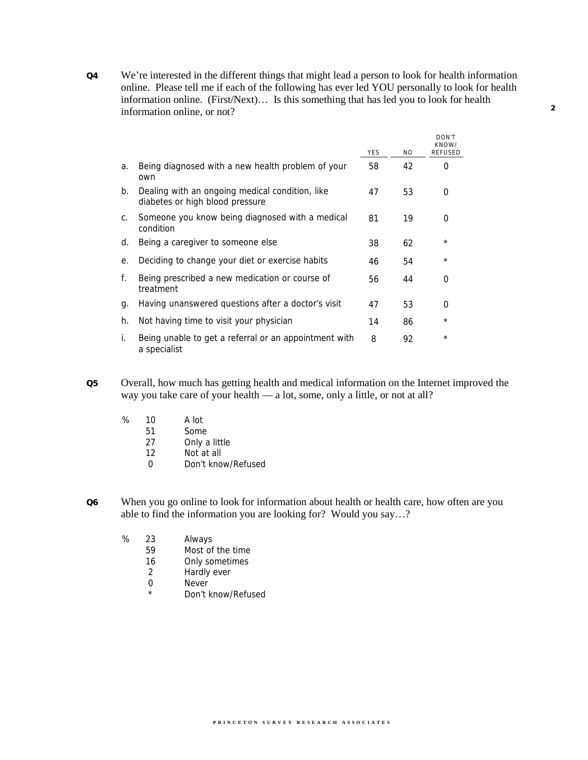**Q4** We're interested in the different things that might lead a person to look for health information online. Please tell me if each of the following has ever led YOU personally to look for health information online. (First/Next)… Is this something that has led you to look for health information online, or not?

| | | YES | NO | DON'T KNOW/ REFUSED |
|---|---|---|---|---|
| a. | Being diagnosed with a new health problem of your own | 58 | 42 | 0 |
| b. | Dealing with an ongoing medical condition, like diabetes or high blood pressure | 47 | 53 | 0 |
| c. | Someone you know being diagnosed with a medical condition | 81 | 19 | 0 |
| d. | Being a caregiver to someone else | 38 | 62 | * |
| e. | Deciding to change your diet or exercise habits | 46 | 54 | * |
| f. | Being prescribed a new medication or course of treatment | 56 | 44 | 0 |
| g. | Having unanswered questions after a doctor's visit | 47 | 53 | 0 |
| h. | Not having time to visit your physician | 14 | 86 | * |
| i. | Being unable to get a referral or an appointment with a specialist | 8 | 92 | * |

**Q5** Overall, how much has getting health and medical information on the Internet improved the way you take care of your health — a lot, some, only a little, or not at all?

| % | |
|---|---|
| 10 | A lot |
| 51 | Some |
| 27 | Only a little |
| 12 | Not at all |
| 0 | Don't know/Refused |

**Q6** When you go online to look for information about health or health care, how often are you able to find the information you are looking for? Would you say…?

| % | |
|---|---|
| 23 | Always |
| 59 | Most of the time |
| 16 | Only sometimes |
| 2 | Hardly ever |
| 0 | Never |
| * | Don't know/Refused |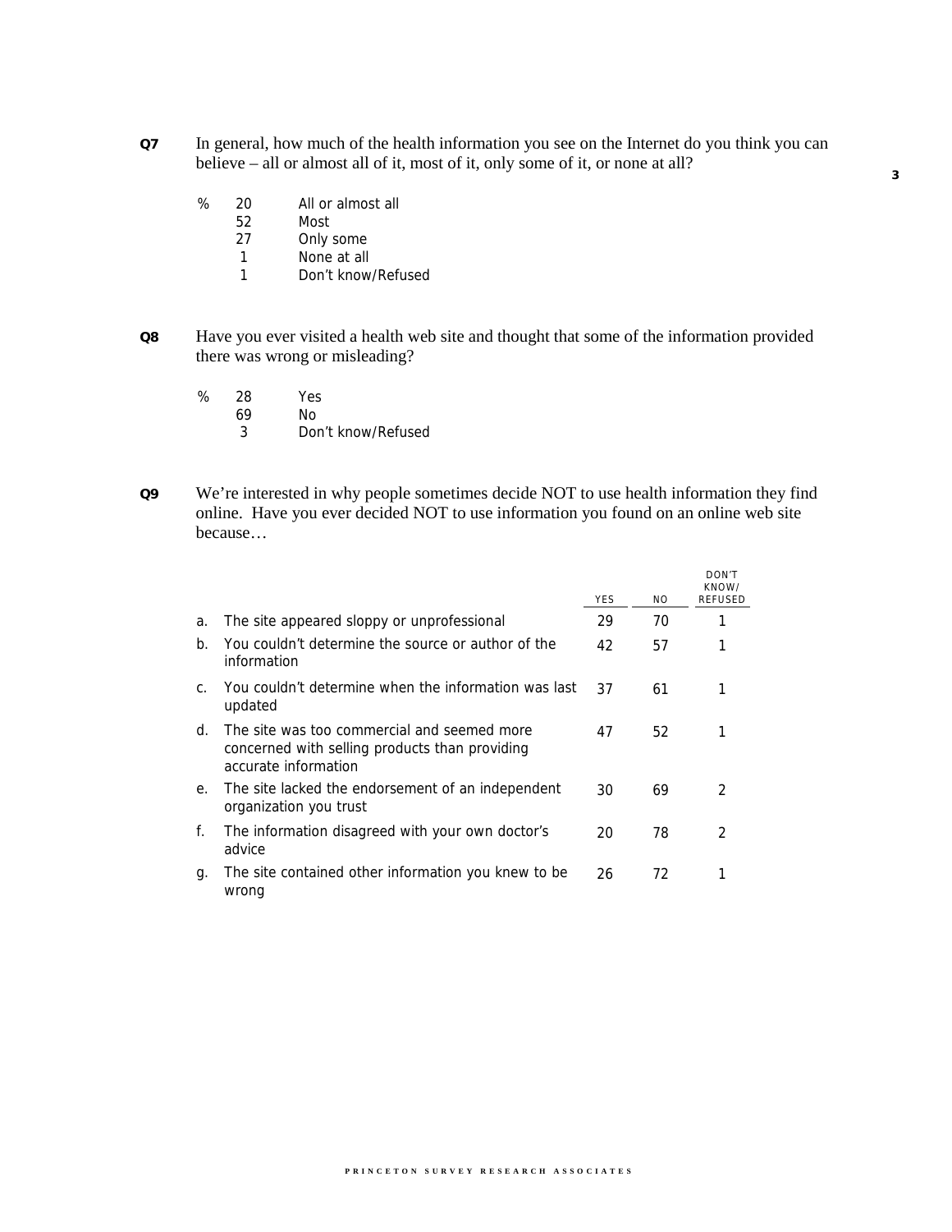**Q7** In general, how much of the health information you see on the Internet do you think you can believe – all or almost all of it, most of it, only some of it, or none at all?

| % | |
|---|---|
| 20 | All or almost all |
| 52 | Most |
| 27 | Only some |
| 1 | None at all |
| 1 | Don't know/Refused |

**Q8** Have you ever visited a health web site and thought that some of the information provided there was wrong or misleading?

| % | |
|---|---|
| 28 | Yes |
| 69 | No |
| 3 | Don't know/Refused |

**Q9** We're interested in why people sometimes decide NOT to use health information they find online. Have you ever decided NOT to use information you found on an online web site because…

| | | YES | NO | DON'T KNOW/ REFUSED |
|---|---|---|---|---|
| a. | The site appeared sloppy or unprofessional | 29 | 70 | 1 |
| b. | You couldn't determine the source or author of the information | 42 | 57 | 1 |
| c. | You couldn't determine when the information was last updated | 37 | 61 | 1 |
| d. | The site was too commercial and seemed more concerned with selling products than providing accurate information | 47 | 52 | 1 |
| e. | The site lacked the endorsement of an independent organization you trust | 30 | 69 | 2 |
| f. | The information disagreed with your own doctor's advice | 20 | 78 | 2 |
| g. | The site contained other information you knew to be wrong | 26 | 72 | 1 |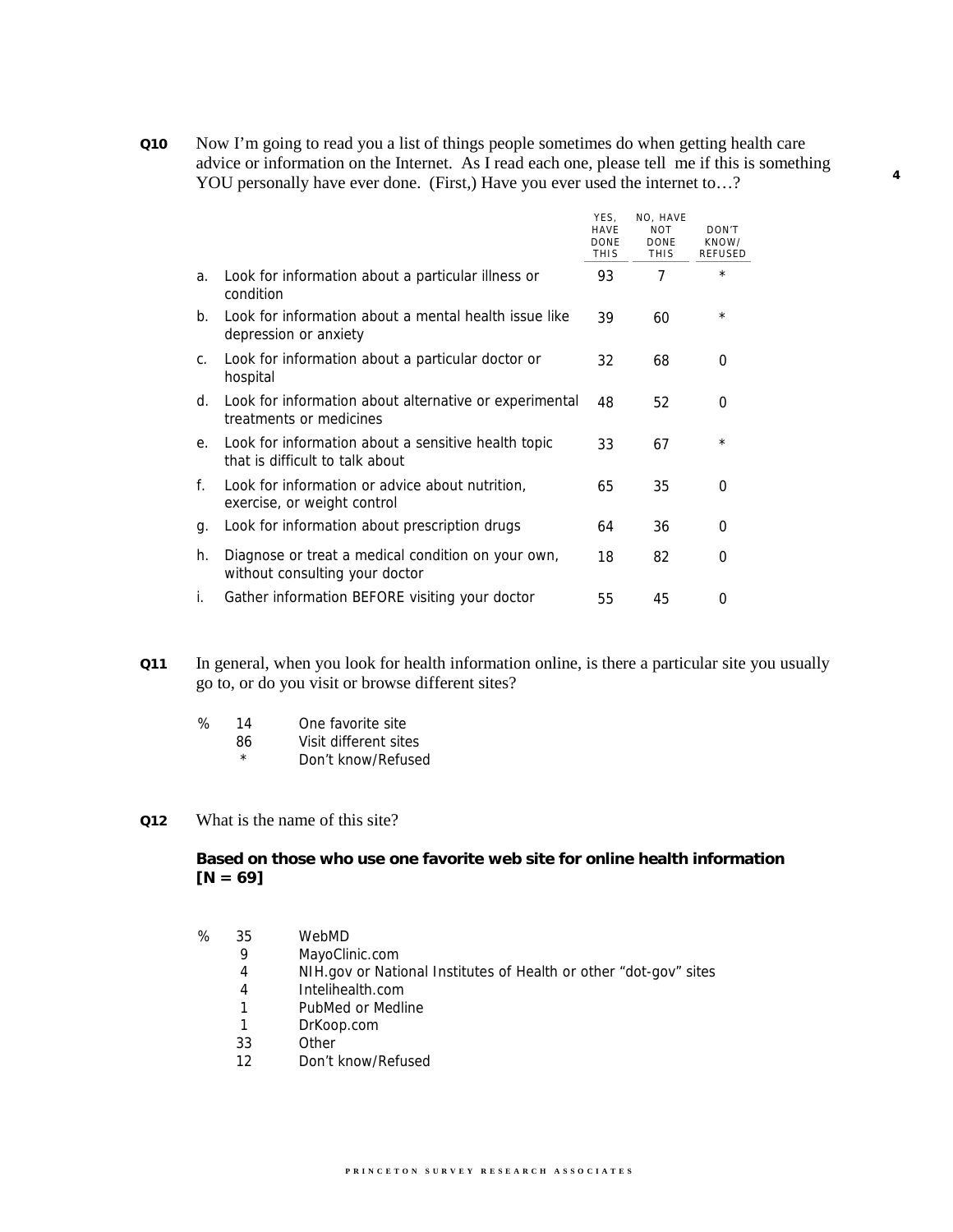**Q10** Now I'm going to read you a list of things people sometimes do when getting health care advice or information on the Internet. As I read each one, please tell me if this is something YOU personally have ever done. (First,) Have you ever used the internet to…?

| | | YES, HAVE DONE THIS | NO, HAVE NOT DONE THIS | DON'T KNOW/ REFUSED |
|---|---|---|---|---|
| a. | Look for information about a particular illness or condition | 93 | 7 | * |
| b. | Look for information about a mental health issue like depression or anxiety | 39 | 60 | * |
| c. | Look for information about a particular doctor or hospital | 32 | 68 | 0 |
| d. | Look for information about alternative or experimental treatments or medicines | 48 | 52 | 0 |
| e. | Look for information about a sensitive health topic that is difficult to talk about | 33 | 67 | * |
| f. | Look for information or advice about nutrition, exercise, or weight control | 65 | 35 | 0 |
| g. | Look for information about prescription drugs | 64 | 36 | 0 |
| h. | Diagnose or treat a medical condition on your own, without consulting your doctor | 18 | 82 | 0 |
| i. | Gather information BEFORE visiting your doctor | 55 | 45 | 0 |

**Q11** In general, when you look for health information online, is there a particular site you usually go to, or do you visit or browse different sites?

| % | |
|---|---|
| 14 | One favorite site |
| 86 | Visit different sites |
| * | Don't know/Refused |

**Q12** What is the name of this site?

**Based on those who use one favorite web site for online health information [N = 69]**

| % | |
|---|---|
| 35 | WebMD |
| 9 | MayoClinic.com |
| 4 | NIH.gov or National Institutes of Health or other "dot-gov" sites |
| 4 | Intelihealth.com |
| 1 | PubMed or Medline |
| 1 | DrKoop.com |
| 33 | Other |
| 12 | Don't know/Refused |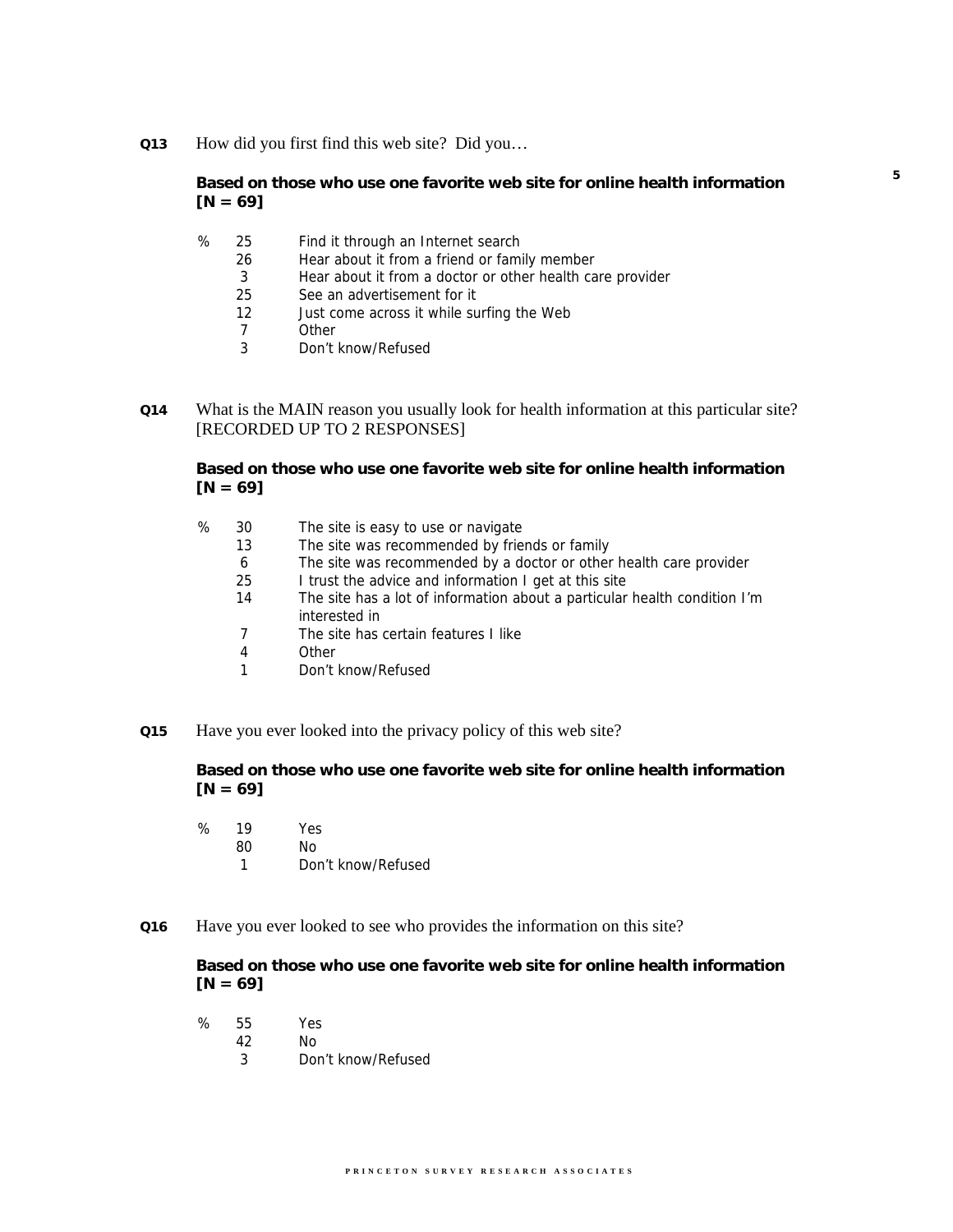**Q13** How did you first find this web site? Did you…

**Based on those who use one favorite web site for online health information [N = 69]**

| % | |
|---|---|
| 25 | Find it through an Internet search |
| 26 | Hear about it from a friend or family member |
| 3 | Hear about it from a doctor or other health care provider |
| 25 | See an advertisement for it |
| 12 | Just come across it while surfing the Web |
| 7 | Other |
| 3 | Don't know/Refused |

**Q14** What is the MAIN reason you usually look for health information at this particular site? [RECORDED UP TO 2 RESPONSES]

**Based on those who use one favorite web site for online health information [N = 69]**

| % | |
|---|---|
| 30 | The site is easy to use or navigate |
| 13 | The site was recommended by friends or family |
| 6 | The site was recommended by a doctor or other health care provider |
| 25 | I trust the advice and information I get at this site |
| 14 | The site has a lot of information about a particular health condition I'm interested in |
| 7 | The site has certain features I like |
| 4 | Other |
| 1 | Don't know/Refused |

**Q15** Have you ever looked into the privacy policy of this web site?

**Based on those who use one favorite web site for online health information [N = 69]**

| % | |
|---|---|
| 19 | Yes |
| 80 | No |
| 1 | Don't know/Refused |

**Q16** Have you ever looked to see who provides the information on this site?

**Based on those who use one favorite web site for online health information [N = 69]**

| % | |
|---|---|
| 55 | Yes |
| 42 | No |
| 3 | Don't know/Refused |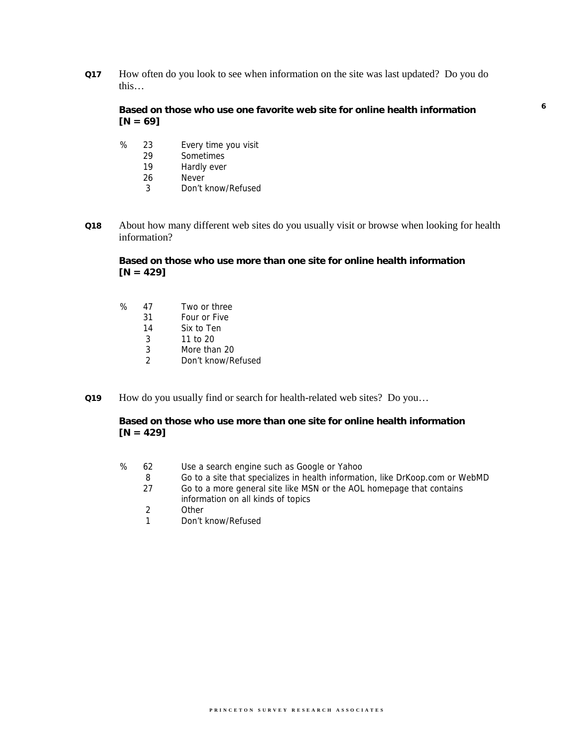**Q17** How often do you look to see when information on the site was last updated? Do you do this…

**Based on those who use one favorite web site for online health information [N = 69]**

| % | |
|---|---|
| 23 | Every time you visit |
| 29 | Sometimes |
| 19 | Hardly ever |
| 26 | Never |
| 3 | Don't know/Refused |

**Q18** About how many different web sites do you usually visit or browse when looking for health information?

**Based on those who use more than one site for online health information [N = 429]**

| % | |
|---|---|
| 47 | Two or three |
| 31 | Four or Five |
| 14 | Six to Ten |
| 3 | 11 to 20 |
| 3 | More than 20 |
| 2 | Don't know/Refused |

**Q19** How do you usually find or search for health-related web sites? Do you…

**Based on those who use more than one site for online health information [N = 429]**

| % | |
|---|---|
| 62 | Use a search engine such as Google or Yahoo |
| 8 | Go to a site that specializes in health information, like DrKoop.com or WebMD |
| 27 | Go to a more general site like MSN or the AOL homepage that contains information on all kinds of topics |
| 2 | Other |
| 1 | Don't know/Refused |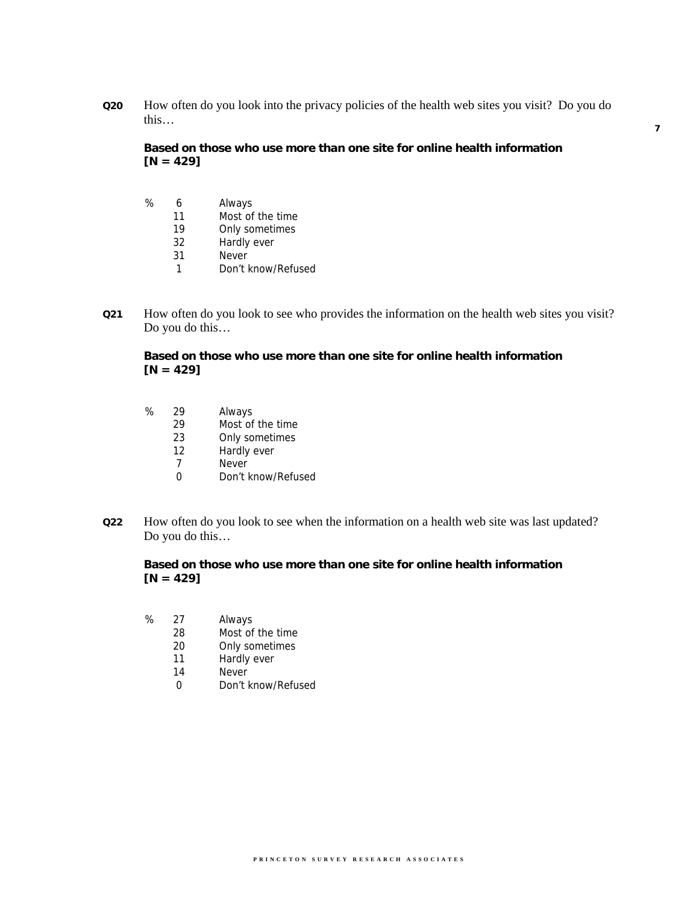**Q20** How often do you look into the privacy policies of the health web sites you visit? Do you do this…

**Based on those who use more than one site for online health information [N = 429]**

| % | |
|---|---|
| 6 | Always |
| 11 | Most of the time |
| 19 | Only sometimes |
| 32 | Hardly ever |
| 31 | Never |
| 1 | Don't know/Refused |

**Q21** How often do you look to see who provides the information on the health web sites you visit? Do you do this…

**Based on those who use more than one site for online health information [N = 429]**

| % | |
|---|---|
| 29 | Always |
| 29 | Most of the time |
| 23 | Only sometimes |
| 12 | Hardly ever |
| 7 | Never |
| 0 | Don't know/Refused |

**Q22** How often do you look to see when the information on a health web site was last updated? Do you do this…

**Based on those who use more than one site for online health information [N = 429]**

| % | |
|---|---|
| 27 | Always |
| 28 | Most of the time |
| 20 | Only sometimes |
| 11 | Hardly ever |
| 14 | Never |
| 0 | Don't know/Refused |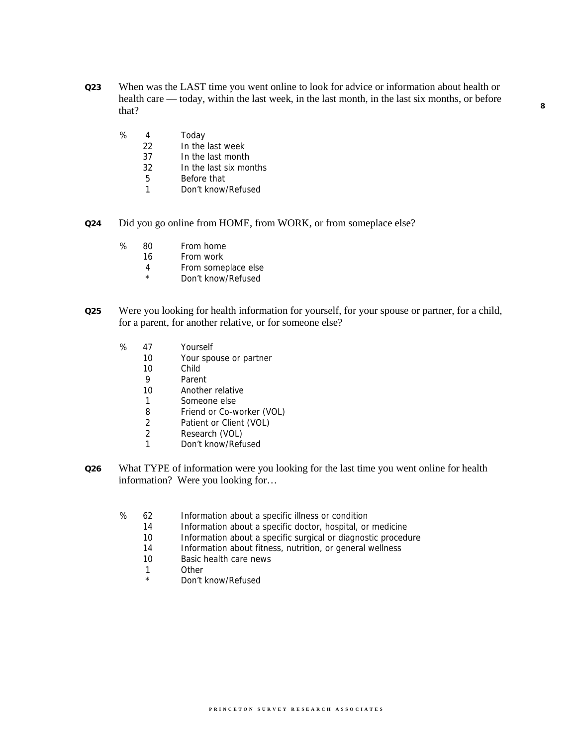**Q23** When was the LAST time you went online to look for advice or information about health or health care — today, within the last week, in the last month, in the last six months, or before that?

| % | |
|---|---|
| 4 | Today |
| 22 | In the last week |
| 37 | In the last month |
| 32 | In the last six months |
| 5 | Before that |
| 1 | Don't know/Refused |

**Q24** Did you go online from HOME, from WORK, or from someplace else?

| % | |
|---|---|
| 80 | From home |
| 16 | From work |
| 4 | From someplace else |
| * | Don't know/Refused |

**Q25** Were you looking for health information for yourself, for your spouse or partner, for a child, for a parent, for another relative, or for someone else?

| % | |
|---|---|
| 47 | Yourself |
| 10 | Your spouse or partner |
| 10 | Child |
| 9 | Parent |
| 10 | Another relative |
| 1 | Someone else |
| 8 | Friend or Co-worker (VOL) |
| 2 | Patient or Client (VOL) |
| 2 | Research (VOL) |
| 1 | Don't know/Refused |

**Q26** What TYPE of information were you looking for the last time you went online for health information? Were you looking for…

| % | |
|---|---|
| 62 | Information about a specific illness or condition |
| 14 | Information about a specific doctor, hospital, or medicine |
| 10 | Information about a specific surgical or diagnostic procedure |
| 14 | Information about fitness, nutrition, or general wellness |
| 10 | Basic health care news |
| 1 | Other |
| * | Don't know/Refused |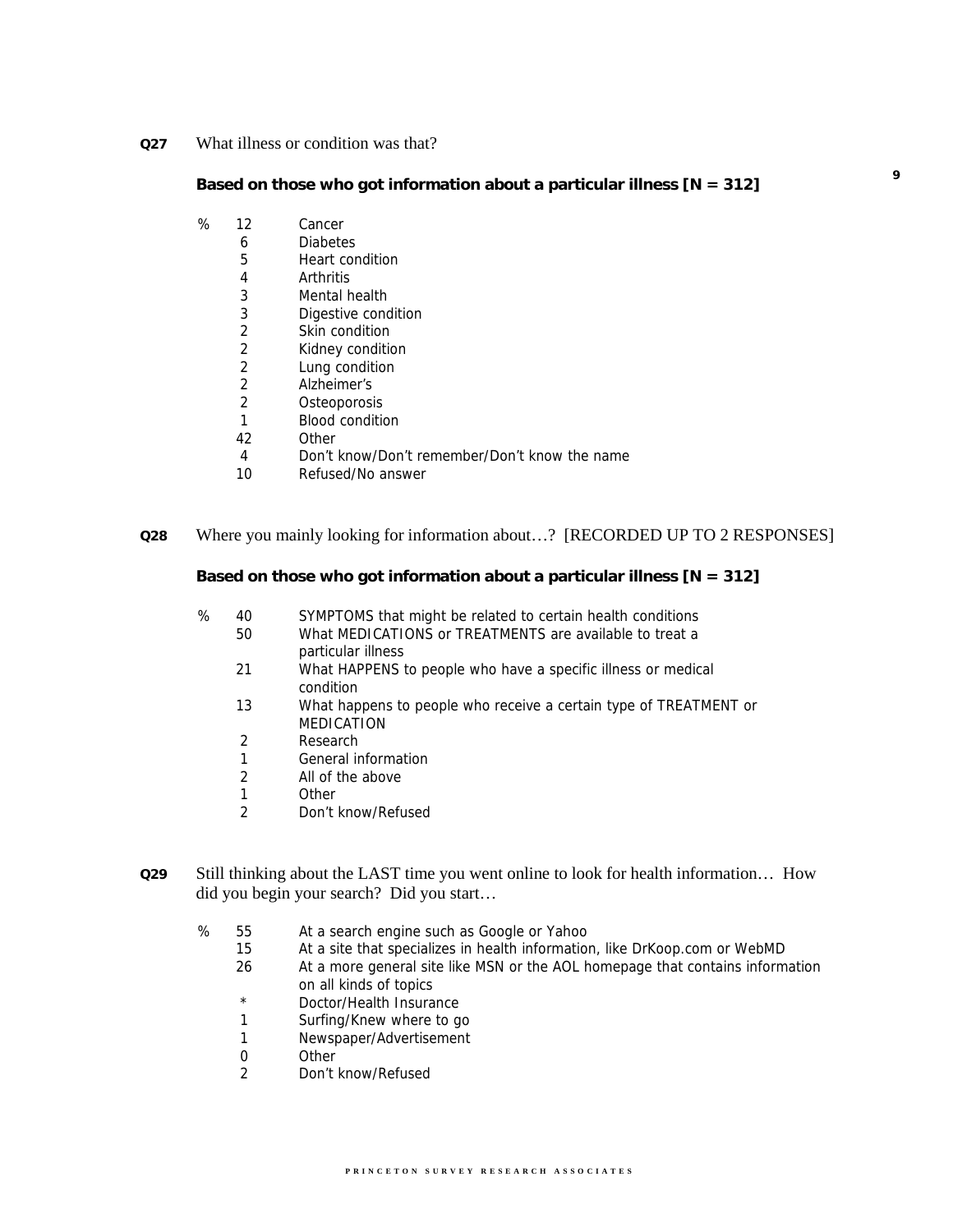**Q27** What illness or condition was that?

**Based on those who got information about a particular illness [N = 312]**

| % | |
|---|---|
| 12 | Cancer |
| 6 | Diabetes |
| 5 | Heart condition |
| 4 | Arthritis |
| 3 | Mental health |
| 3 | Digestive condition |
| 2 | Skin condition |
| 2 | Kidney condition |
| 2 | Lung condition |
| 2 | Alzheimer's |
| 2 | Osteoporosis |
| 1 | Blood condition |
| 42 | Other |
| 4 | Don't know/Don't remember/Don't know the name |
| 10 | Refused/No answer |

**Q28** Where you mainly looking for information about…? [RECORDED UP TO 2 RESPONSES]

**Based on those who got information about a particular illness [N = 312]**

| % | |
|---|---|
| 40 | SYMPTOMS that might be related to certain health conditions |
| 50 | What MEDICATIONS or TREATMENTS are available to treat a particular illness |
| 21 | What HAPPENS to people who have a specific illness or medical condition |
| 13 | What happens to people who receive a certain type of TREATMENT or MEDICATION |
| 2 | Research |
| 1 | General information |
| 2 | All of the above |
| 1 | Other |
| 2 | Don't know/Refused |

**Q29** Still thinking about the LAST time you went online to look for health information… How did you begin your search? Did you start…

| % | |
|---|---|
| 55 | At a search engine such as Google or Yahoo |
| 15 | At a site that specializes in health information, like DrKoop.com or WebMD |
| 26 | At a more general site like MSN or the AOL homepage that contains information on all kinds of topics |
| * | Doctor/Health Insurance |
| 1 | Surfing/Knew where to go |
| 1 | Newspaper/Advertisement |
| 0 | Other |
| 2 | Don't know/Refused |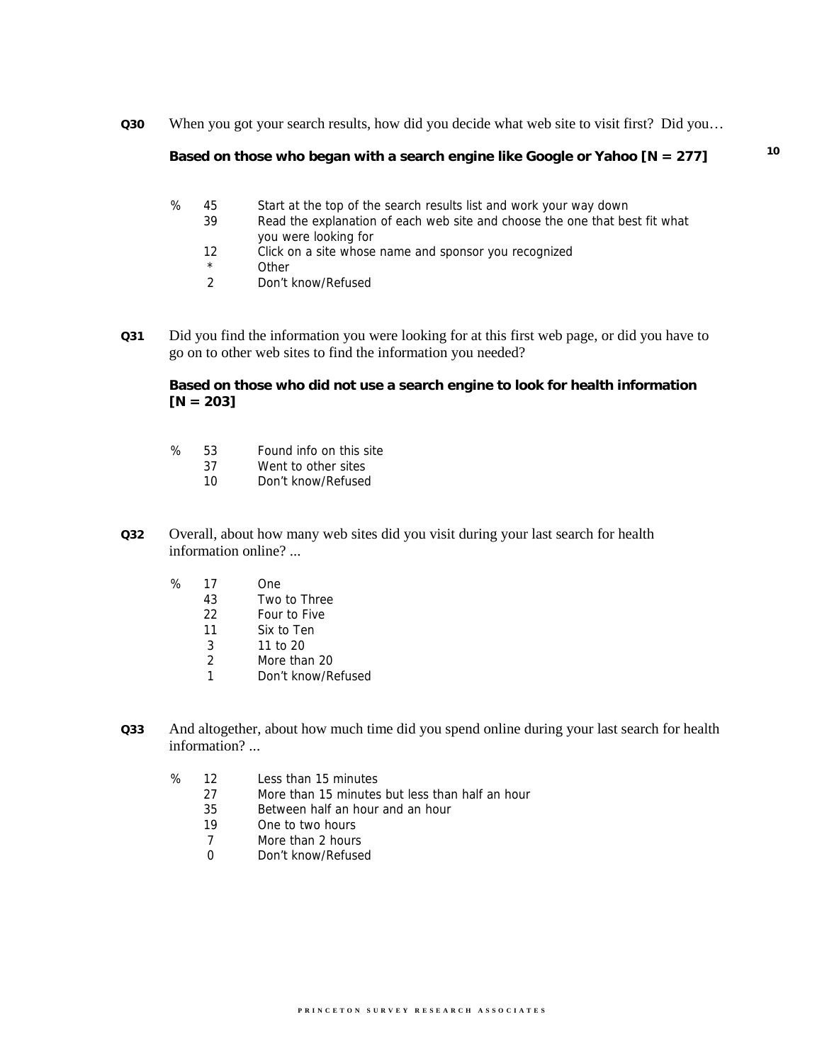**Q30** When you got your search results, how did you decide what web site to visit first? Did you…

**Based on those who began with a search engine like Google or Yahoo [N = 277]**

| % | |
|---|---|
| 45 | Start at the top of the search results list and work your way down |
| 39 | Read the explanation of each web site and choose the one that best fit what you were looking for |
| 12 | Click on a site whose name and sponsor you recognized |
| * | Other |
| 2 | Don't know/Refused |

**Q31** Did you find the information you were looking for at this first web page, or did you have to go on to other web sites to find the information you needed?

**Based on those who did not use a search engine to look for health information [N = 203]**

| % | |
|---|---|
| 53 | Found info on this site |
| 37 | Went to other sites |
| 10 | Don't know/Refused |

**Q32** Overall, about how many web sites did you visit during your last search for health information online? ...

| % | |
|---|---|
| 17 | One |
| 43 | Two to Three |
| 22 | Four to Five |
| 11 | Six to Ten |
| 3 | 11 to 20 |
| 2 | More than 20 |
| 1 | Don't know/Refused |

**Q33** And altogether, about how much time did you spend online during your last search for health information? ...

| % | |
|---|---|
| 12 | Less than 15 minutes |
| 27 | More than 15 minutes but less than half an hour |
| 35 | Between half an hour and an hour |
| 19 | One to two hours |
| 7 | More than 2 hours |
| 0 | Don't know/Refused |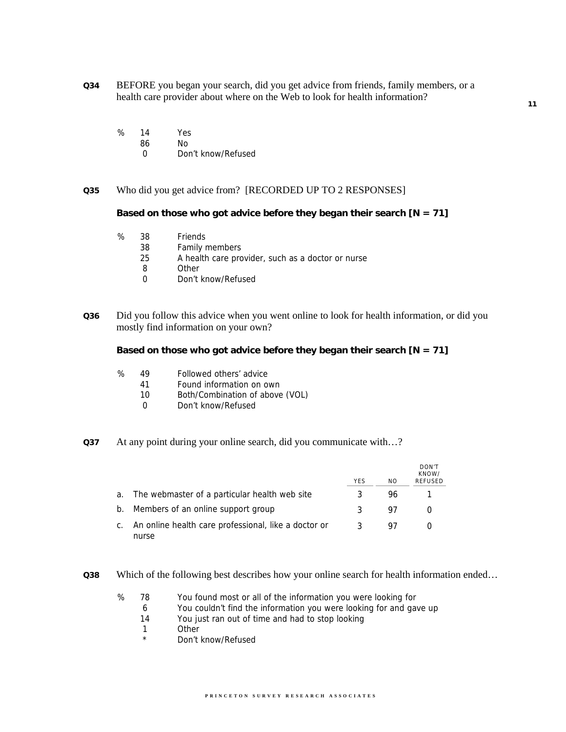**Q34** BEFORE you began your search, did you get advice from friends, family members, or a health care provider about where on the Web to look for health information?

| % | |
|---|---|
| 14 | Yes |
| 86 | No |
| 0 | Don't know/Refused |

**Q35** Who did you get advice from? [RECORDED UP TO 2 RESPONSES]

**Based on those who got advice before they began their search [N = 71]**

| % | |
|---|---|
| 38 | Friends |
| 38 | Family members |
| 25 | A health care provider, such as a doctor or nurse |
| 8 | Other |
| 0 | Don't know/Refused |

**Q36** Did you follow this advice when you went online to look for health information, or did you mostly find information on your own?

**Based on those who got advice before they began their search [N = 71]**

| % | |
|---|---|
| 49 | Followed others' advice |
| 41 | Found information on own |
| 10 | Both/Combination of above (VOL) |
| 0 | Don't know/Refused |

**Q37** At any point during your online search, did you communicate with…?

| | YES | NO | DON'T KNOW/ REFUSED |
|---|---|---|---|
| a. The webmaster of a particular health web site | 3 | 96 | 1 |
| b. Members of an online support group | 3 | 97 | 0 |
| c. An online health care professional, like a doctor or nurse | 3 | 97 | 0 |

**Q38** Which of the following best describes how your online search for health information ended…

| % | |
|---|---|
| 78 | You found most or all of the information you were looking for |
| 6 | You couldn't find the information you were looking for and gave up |
| 14 | You just ran out of time and had to stop looking |
| 1 | Other |
| * | Don't know/Refused |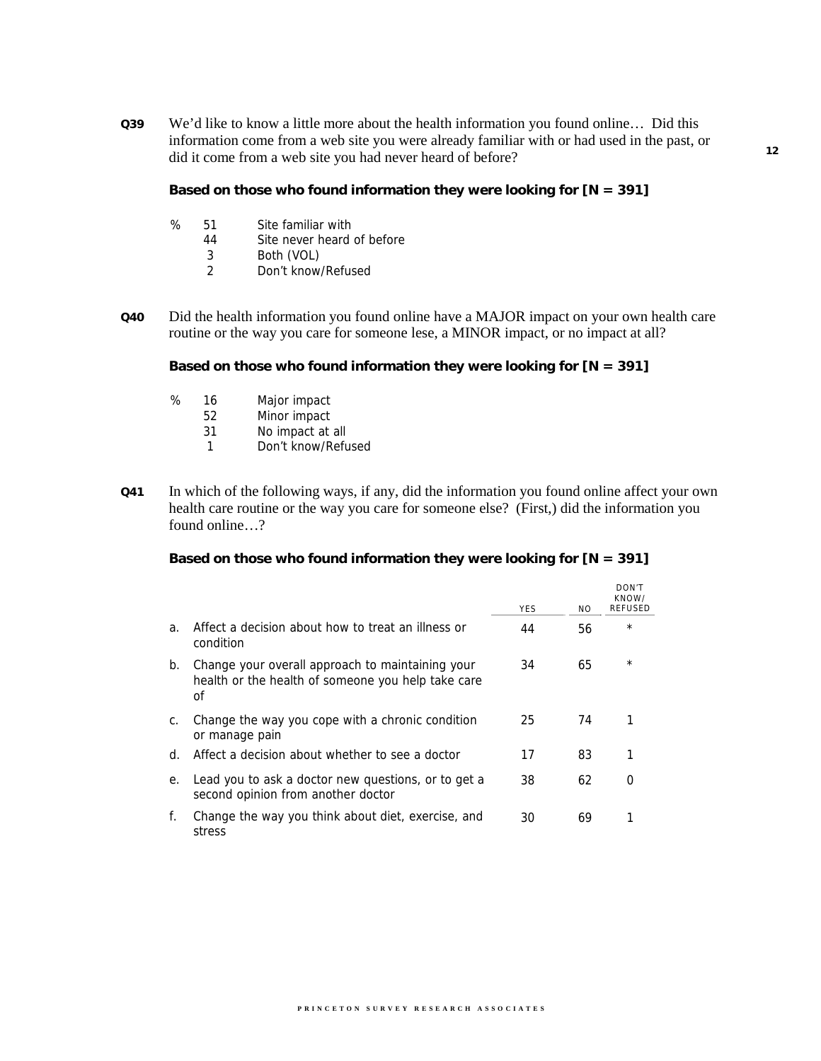**Q39** We'd like to know a little more about the health information you found online… Did this information come from a web site you were already familiar with or had used in the past, or did it come from a web site you had never heard of before?

**Based on those who found information they were looking for [N = 391]**

| % | |
|---|---|
| 51 | Site familiar with |
| 44 | Site never heard of before |
| 3 | Both (VOL) |
| 2 | Don't know/Refused |

**Q40** Did the health information you found online have a MAJOR impact on your own health care routine or the way you care for someone lese, a MINOR impact, or no impact at all?

**Based on those who found information they were looking for [N = 391]**

| % | |
|---|---|
| 16 | Major impact |
| 52 | Minor impact |
| 31 | No impact at all |
| 1 | Don't know/Refused |

**Q41** In which of the following ways, if any, did the information you found online affect your own health care routine or the way you care for someone else? (First,) did the information you found online…?

**Based on those who found information they were looking for [N = 391]**

| | | YES | NO | DON'T KNOW/ REFUSED |
|---|---|---|---|---|
| a. | Affect a decision about how to treat an illness or condition | 44 | 56 | * |
| b. | Change your overall approach to maintaining your health or the health of someone you help take care of | 34 | 65 | * |
| c. | Change the way you cope with a chronic condition or manage pain | 25 | 74 | 1 |
| d. | Affect a decision about whether to see a doctor | 17 | 83 | 1 |
| e. | Lead you to ask a doctor new questions, or to get a second opinion from another doctor | 38 | 62 | 0 |
| f. | Change the way you think about diet, exercise, and stress | 30 | 69 | 1 |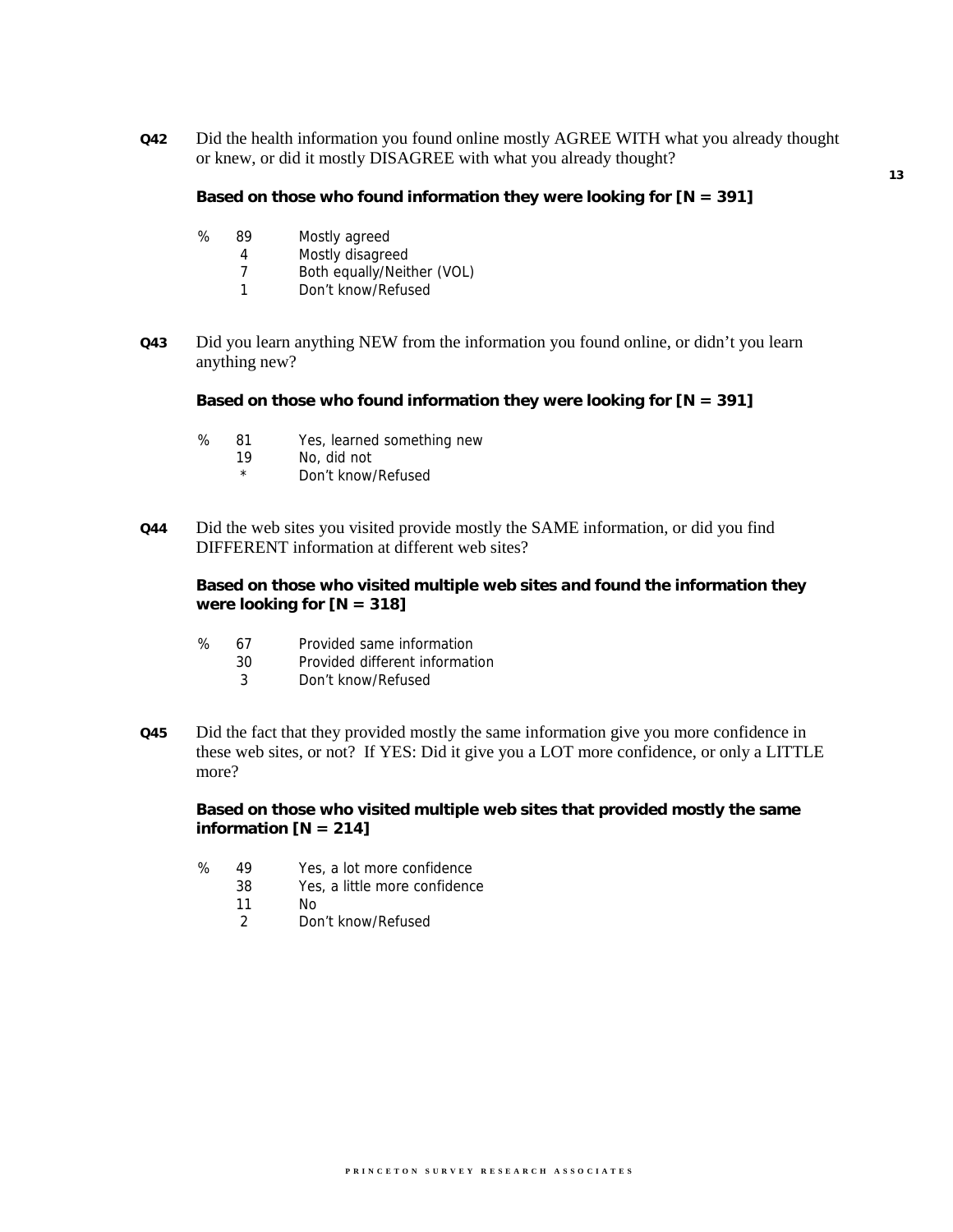**Q42** Did the health information you found online mostly AGREE WITH what you already thought or knew, or did it mostly DISAGREE with what you already thought?

**Based on those who found information they were looking for [N = 391]**

| % | |
|---|---|
| 89 | Mostly agreed |
| 4 | Mostly disagreed |
| 7 | Both equally/Neither (VOL) |
| 1 | Don't know/Refused |

**Q43** Did you learn anything NEW from the information you found online, or didn't you learn anything new?

**Based on those who found information they were looking for [N = 391]**

| % | |
|---|---|
| 81 | Yes, learned something new |
| 19 | No, did not |
| * | Don't know/Refused |

**Q44** Did the web sites you visited provide mostly the SAME information, or did you find DIFFERENT information at different web sites?

**Based on those who visited multiple web sites and found the information they were looking for [N = 318]**

| % | |
|---|---|
| 67 | Provided same information |
| 30 | Provided different information |
| 3 | Don't know/Refused |

**Q45** Did the fact that they provided mostly the same information give you more confidence in these web sites, or not? If YES: Did it give you a LOT more confidence, or only a LITTLE more?

**Based on those who visited multiple web sites that provided mostly the same information [N = 214]**

| % | |
|---|---|
| 49 | Yes, a lot more confidence |
| 38 | Yes, a little more confidence |
| 11 | No |
| 2 | Don't know/Refused |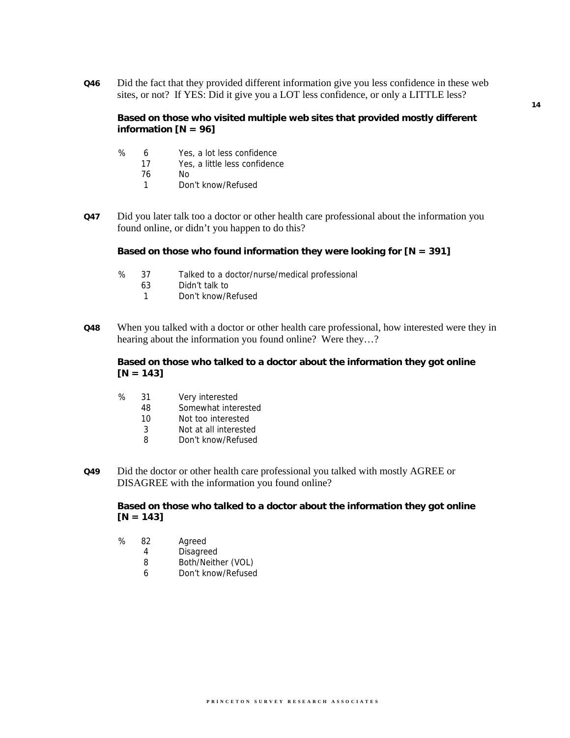**Q46** Did the fact that they provided different information give you less confidence in these web sites, or not? If YES: Did it give you a LOT less confidence, or only a LITTLE less?

**Based on those who visited multiple web sites that provided mostly different information [N = 96]**

| % | |
|---|---|
| 6 | Yes, a lot less confidence |
| 17 | Yes, a little less confidence |
| 76 | No |
| 1 | Don't know/Refused |

**Q47** Did you later talk too a doctor or other health care professional about the information you found online, or didn't you happen to do this?

**Based on those who found information they were looking for [N = 391]**

| % | |
|---|---|
| 37 | Talked to a doctor/nurse/medical professional |
| 63 | Didn't talk to |
| 1 | Don't know/Refused |

**Q48** When you talked with a doctor or other health care professional, how interested were they in hearing about the information you found online? Were they…?

**Based on those who talked to a doctor about the information they got online [N = 143]**

| % | |
|---|---|
| 31 | Very interested |
| 48 | Somewhat interested |
| 10 | Not too interested |
| 3 | Not at all interested |
| 8 | Don't know/Refused |

**Q49** Did the doctor or other health care professional you talked with mostly AGREE or DISAGREE with the information you found online?

**Based on those who talked to a doctor about the information they got online [N = 143]**

| % | |
|---|---|
| 82 | Agreed |
| 4 | Disagreed |
| 8 | Both/Neither (VOL) |
| 6 | Don't know/Refused |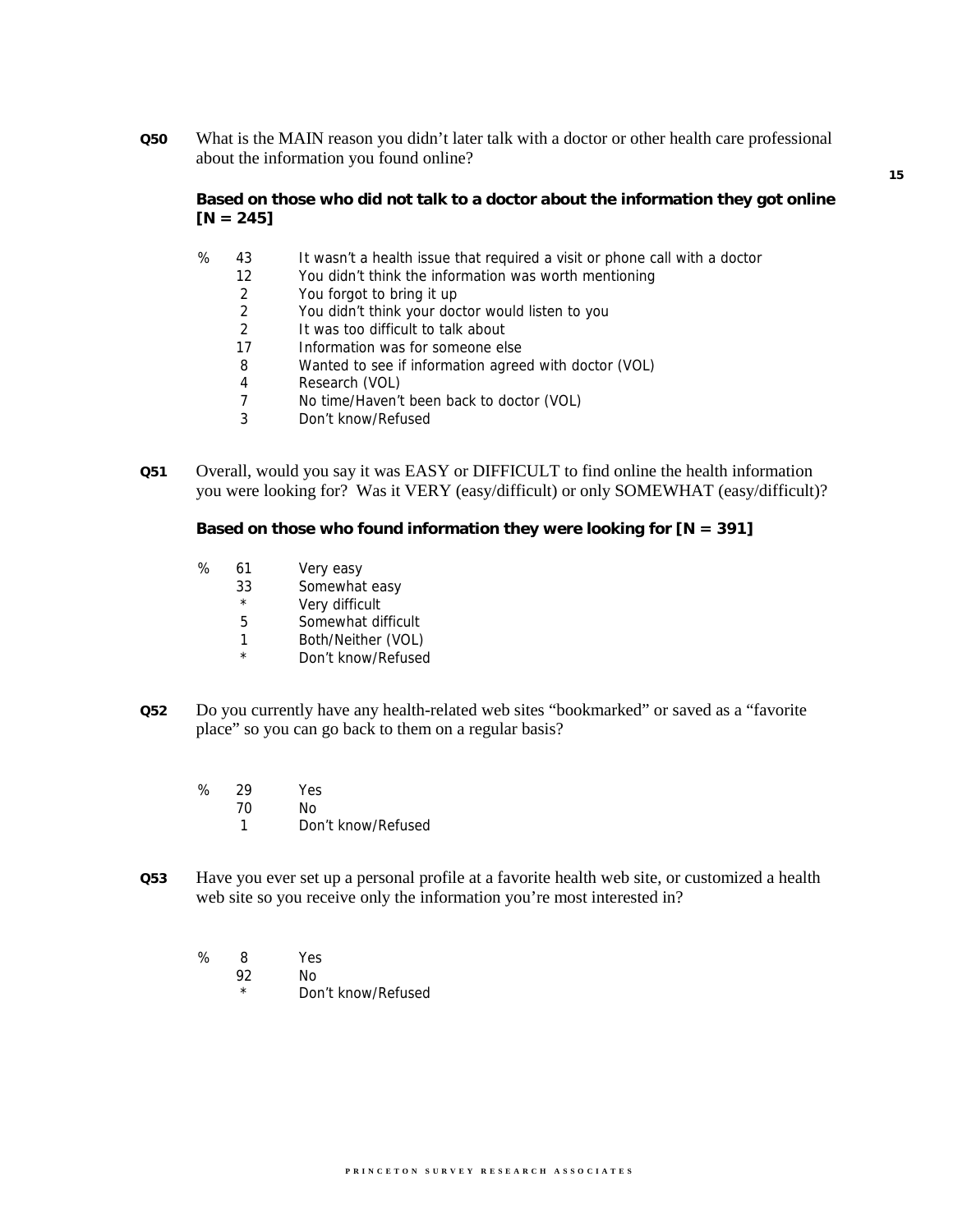**Q50** What is the MAIN reason you didn't later talk with a doctor or other health care professional about the information you found online?

**Based on those who did not talk to a doctor about the information they got online [N = 245]**

| % | |
|---|---|
| 43 | It wasn't a health issue that required a visit or phone call with a doctor |
| 12 | You didn't think the information was worth mentioning |
| 2 | You forgot to bring it up |
| 2 | You didn't think your doctor would listen to you |
| 2 | It was too difficult to talk about |
| 17 | Information was for someone else |
| 8 | Wanted to see if information agreed with doctor (VOL) |
| 4 | Research (VOL) |
| 7 | No time/Haven't been back to doctor (VOL) |
| 3 | Don't know/Refused |

**Q51** Overall, would you say it was EASY or DIFFICULT to find online the health information you were looking for? Was it VERY (easy/difficult) or only SOMEWHAT (easy/difficult)?

**Based on those who found information they were looking for [N = 391]**

| % | |
|---|---|
| 61 | Very easy |
| 33 | Somewhat easy |
| * | Very difficult |
| 5 | Somewhat difficult |
| 1 | Both/Neither (VOL) |
| * | Don't know/Refused |

**Q52** Do you currently have any health-related web sites "bookmarked" or saved as a "favorite place" so you can go back to them on a regular basis?

| % | |
|---|---|
| 29 | Yes |
| 70 | No |
| 1 | Don't know/Refused |

**Q53** Have you ever set up a personal profile at a favorite health web site, or customized a health web site so you receive only the information you're most interested in?

| % | |
|---|---|
| 8 | Yes |
| 92 | No |
| * | Don't know/Refused |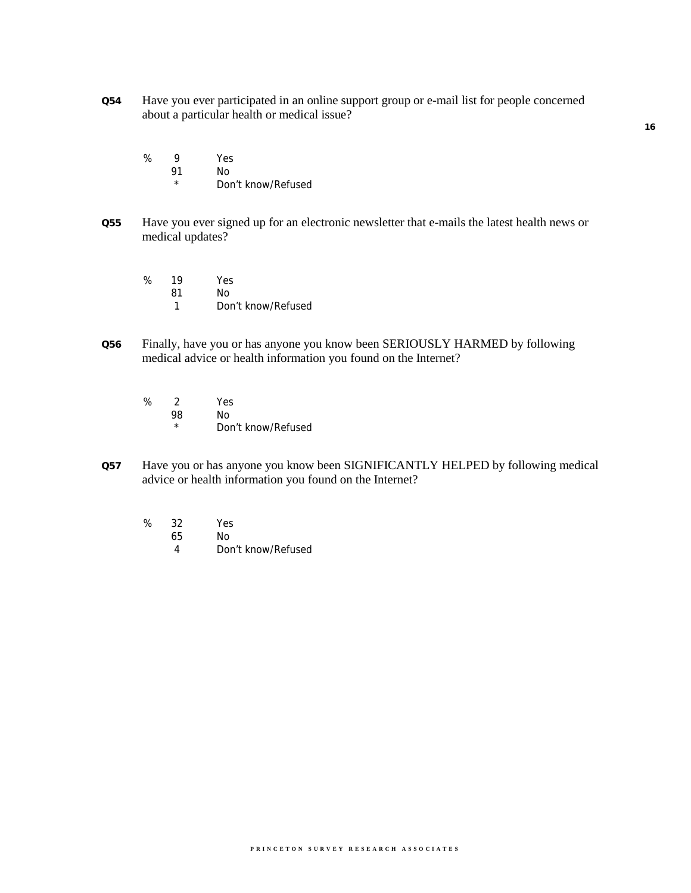**Q54** Have you ever participated in an online support group or e-mail list for people concerned about a particular health or medical issue?

| % | | |
|---|---|---|
| % | 9 | Yes |
| | 91 | No |
| | * | Don't know/Refused |

**Q55** Have you ever signed up for an electronic newsletter that e-mails the latest health news or medical updates?

| % | | |
|---|---|---|
| % | 19 | Yes |
| | 81 | No |
| | 1 | Don't know/Refused |

**Q56** Finally, have you or has anyone you know been SERIOUSLY HARMED by following medical advice or health information you found on the Internet?

| % | | |
|---|---|---|
| % | 2 | Yes |
| | 98 | No |
| | * | Don't know/Refused |

**Q57** Have you or has anyone you know been SIGNIFICANTLY HELPED by following medical advice or health information you found on the Internet?

| % | | |
|---|---|---|
| % | 32 | Yes |
| | 65 | No |
| | 4 | Don't know/Refused |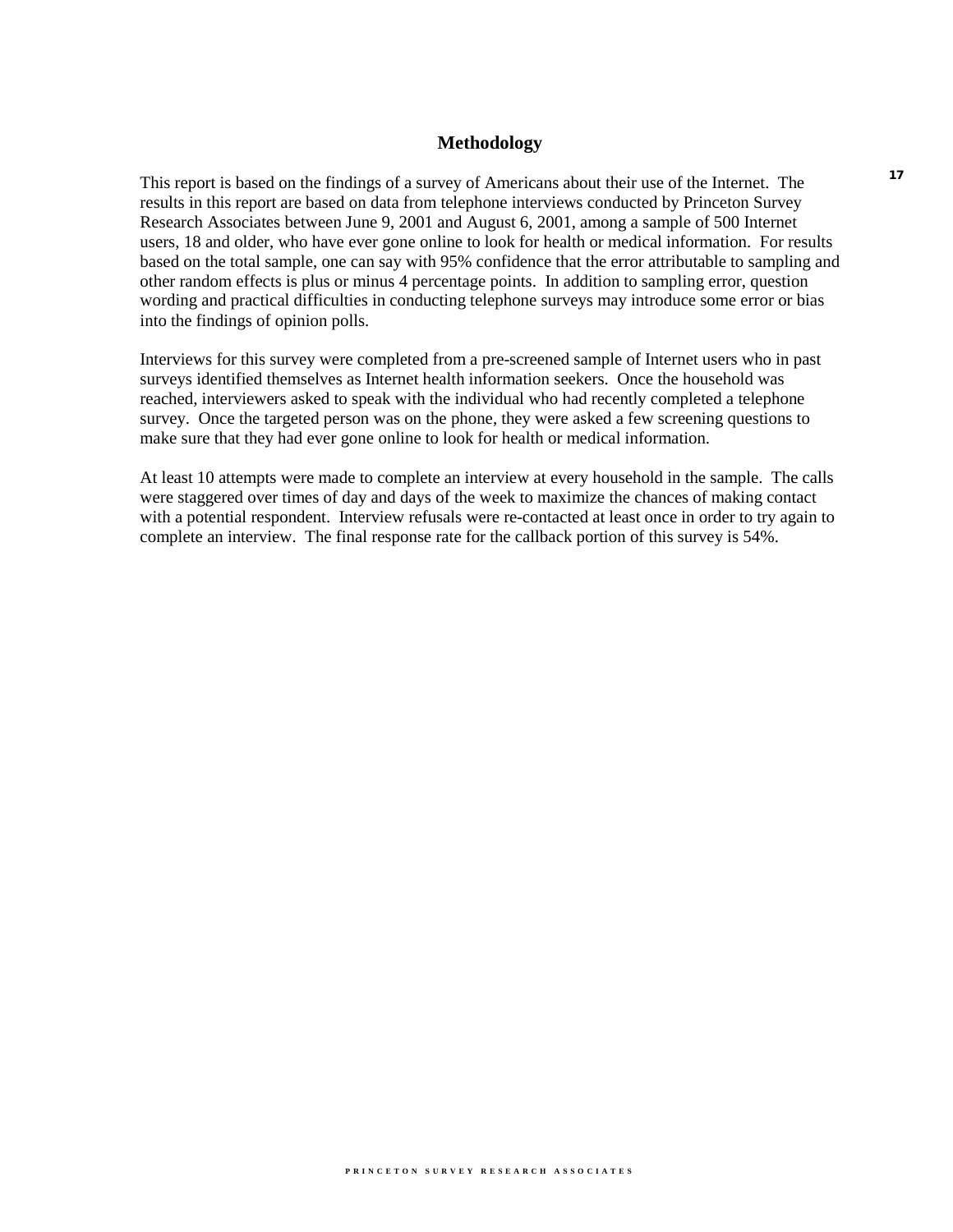## Methodology

This report is based on the findings of a survey of Americans about their use of the Internet. The results in this report are based on data from telephone interviews conducted by Princeton Survey Research Associates between June 9, 2001 and August 6, 2001, among a sample of 500 Internet users, 18 and older, who have ever gone online to look for health or medical information. For results based on the total sample, one can say with 95% confidence that the error attributable to sampling and other random effects is plus or minus 4 percentage points. In addition to sampling error, question wording and practical difficulties in conducting telephone surveys may introduce some error or bias into the findings of opinion polls.

Interviews for this survey were completed from a pre-screened sample of Internet users who in past surveys identified themselves as Internet health information seekers. Once the household was reached, interviewers asked to speak with the individual who had recently completed a telephone survey. Once the targeted person was on the phone, they were asked a few screening questions to make sure that they had ever gone online to look for health or medical information.

At least 10 attempts were made to complete an interview at every household in the sample. The calls were staggered over times of day and days of the week to maximize the chances of making contact with a potential respondent. Interview refusals were re-contacted at least once in order to try again to complete an interview. The final response rate for the callback portion of this survey is 54%.